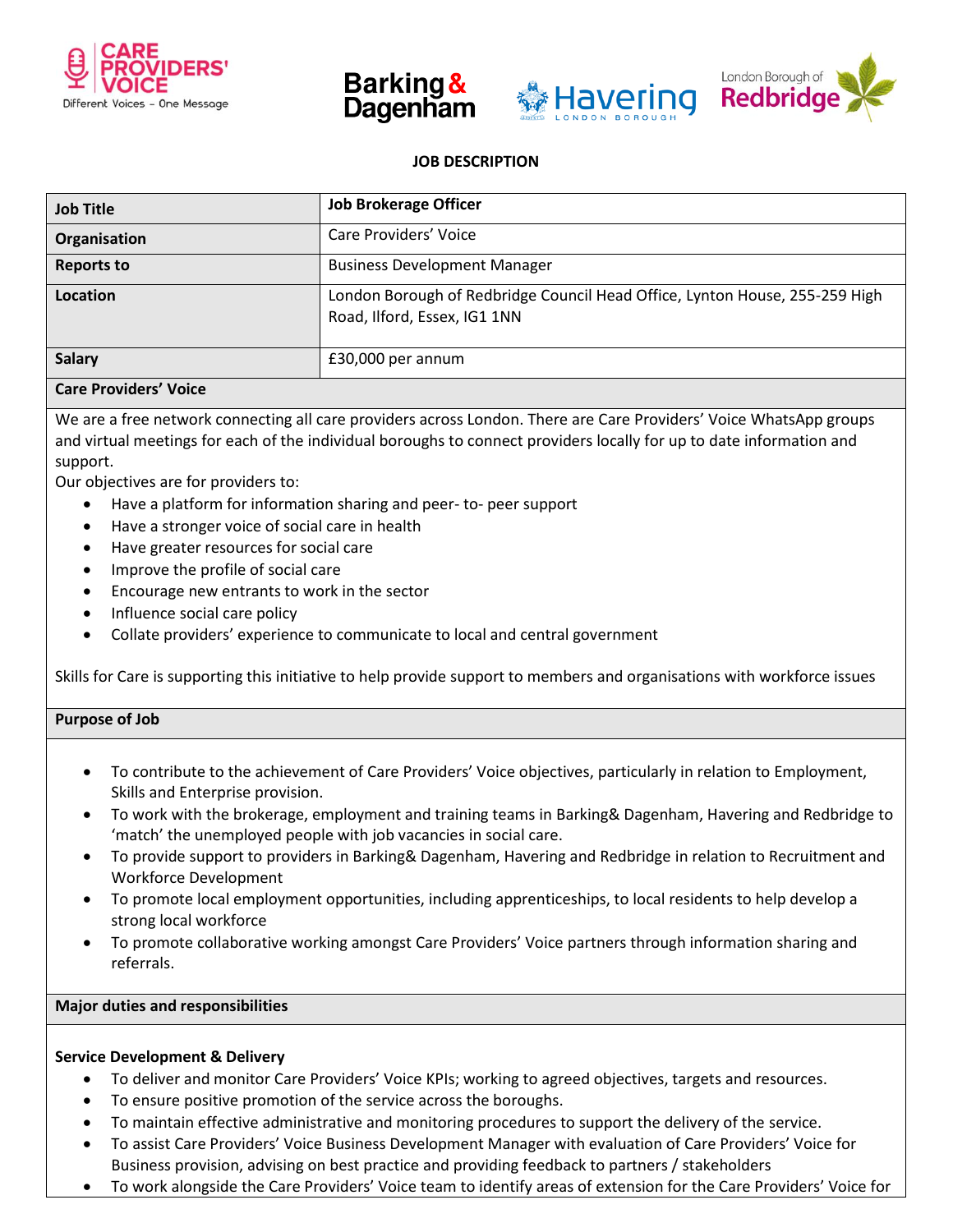**JOB DESCRIPTION**

| Job Title | Job Brokerage Officer |
|---|---|
| Organisation | Care Providers' Voice |
| Reports to | Business Development Manager |
| Location | London Borough of Redbridge Council Head Office, Lynton House, 255-259 High Road, Ilford, Essex, IG1 1NN |
| Salary | £30,000 per annum |

**Care Providers' Voice**

We are a free network connecting all care providers across London. There are Care Providers' Voice WhatsApp groups and virtual meetings for each of the individual boroughs to connect providers locally for up to date information and support.
Our objectives are for providers to:

- Have a platform for information sharing and peer- to- peer support
- Have a stronger voice of social care in health
- Have greater resources for social care
- Improve the profile of social care
- Encourage new entrants to work in the sector
- Influence social care policy
- Collate providers' experience to communicate to local and central government

Skills for Care is supporting this initiative to help provide support to members and organisations with workforce issues

**Purpose of Job**

- To contribute to the achievement of Care Providers' Voice objectives, particularly in relation to Employment, Skills and Enterprise provision.
- To work with the brokerage, employment and training teams in Barking& Dagenham, Havering and Redbridge to 'match' the unemployed people with job vacancies in social care.
- To provide support to providers in Barking& Dagenham, Havering and Redbridge in relation to Recruitment and Workforce Development
- To promote local employment opportunities, including apprenticeships, to local residents to help develop a strong local workforce
- To promote collaborative working amongst Care Providers' Voice partners through information sharing and referrals.

**Major duties and responsibilities**

**Service Development & Delivery**

- To deliver and monitor Care Providers' Voice KPIs; working to agreed objectives, targets and resources.
- To ensure positive promotion of the service across the boroughs.
- To maintain effective administrative and monitoring procedures to support the delivery of the service.
- To assist Care Providers' Voice Business Development Manager with evaluation of Care Providers' Voice for Business provision, advising on best practice and providing feedback to partners / stakeholders
- To work alongside the Care Providers' Voice team to identify areas of extension for the Care Providers' Voice for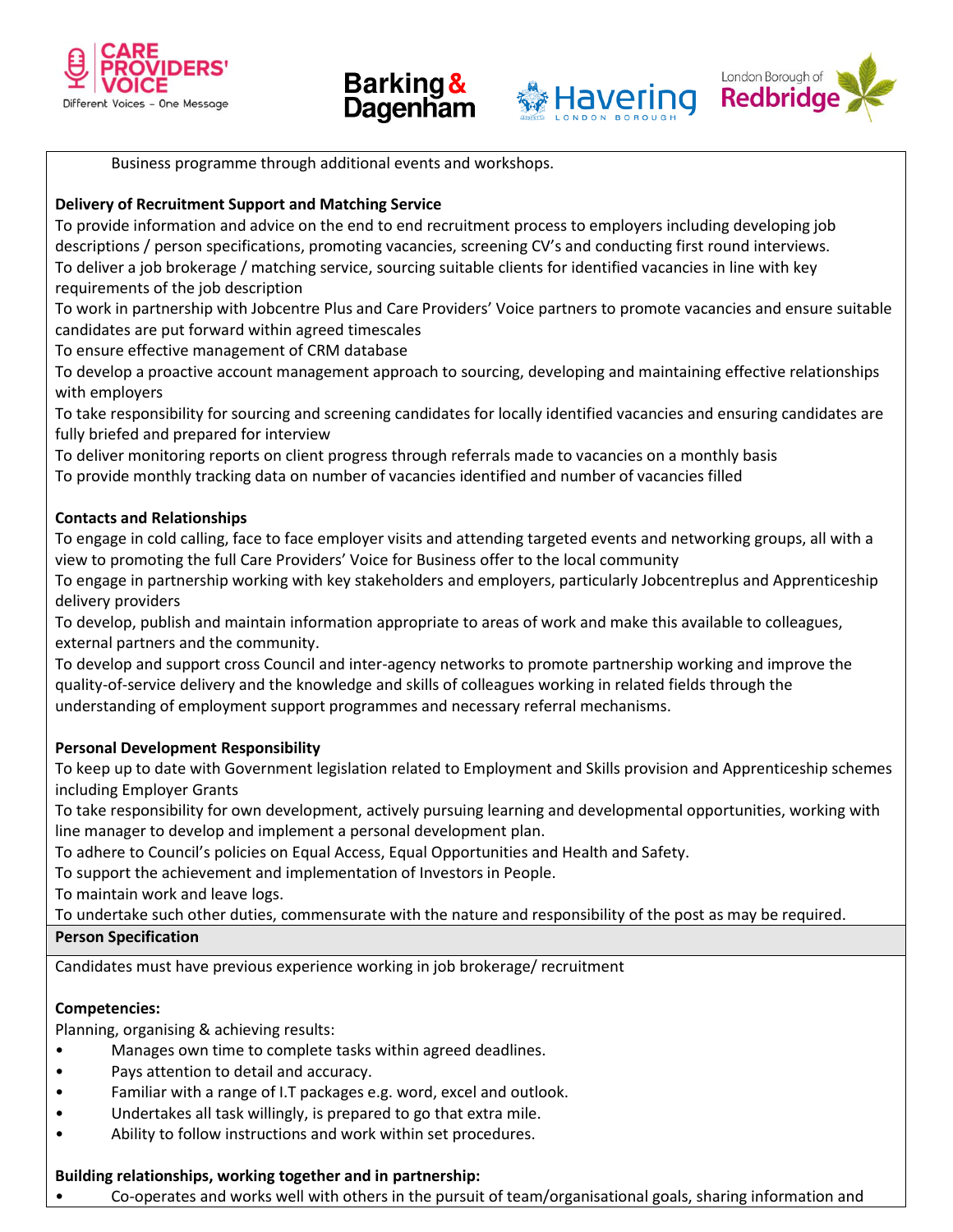Business programme through additional events and workshops.

**Delivery of Recruitment Support and Matching Service**

To provide information and advice on the end to end recruitment process to employers including developing job descriptions / person specifications, promoting vacancies, screening CV's and conducting first round interviews.

To deliver a job brokerage / matching service, sourcing suitable clients for identified vacancies in line with key requirements of the job description

To work in partnership with Jobcentre Plus and Care Providers' Voice partners to promote vacancies and ensure suitable candidates are put forward within agreed timescales

To ensure effective management of CRM database

To develop a proactive account management approach to sourcing, developing and maintaining effective relationships with employers

To take responsibility for sourcing and screening candidates for locally identified vacancies and ensuring candidates are fully briefed and prepared for interview

To deliver monitoring reports on client progress through referrals made to vacancies on a monthly basis

To provide monthly tracking data on number of vacancies identified and number of vacancies filled

**Contacts and Relationships**

To engage in cold calling, face to face employer visits and attending targeted events and networking groups, all with a view to promoting the full Care Providers' Voice for Business offer to the local community

To engage in partnership working with key stakeholders and employers, particularly Jobcentreplus and Apprenticeship delivery providers

To develop, publish and maintain information appropriate to areas of work and make this available to colleagues, external partners and the community.

To develop and support cross Council and inter-agency networks to promote partnership working and improve the quality-of-service delivery and the knowledge and skills of colleagues working in related fields through the understanding of employment support programmes and necessary referral mechanisms.

**Personal Development Responsibility**

To keep up to date with Government legislation related to Employment and Skills provision and Apprenticeship schemes including Employer Grants

To take responsibility for own development, actively pursuing learning and developmental opportunities, working with line manager to develop and implement a personal development plan.

To adhere to Council's policies on Equal Access, Equal Opportunities and Health and Safety.

To support the achievement and implementation of Investors in People.

To maintain work and leave logs.

To undertake such other duties, commensurate with the nature and responsibility of the post as may be required.

**Person Specification**

Candidates must have previous experience working in job brokerage/ recruitment

**Competencies:**

Planning, organising & achieving results:

- Manages own time to complete tasks within agreed deadlines.
- Pays attention to detail and accuracy.
- Familiar with a range of I.T packages e.g. word, excel and outlook.
- Undertakes all task willingly, is prepared to go that extra mile.
- Ability to follow instructions and work within set procedures.

**Building relationships, working together and in partnership:**

- Co-operates and works well with others in the pursuit of team/organisational goals, sharing information and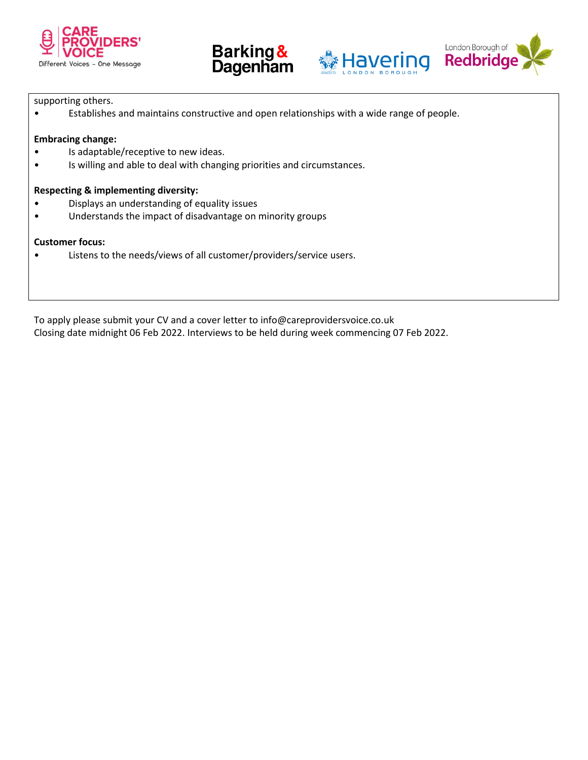supporting others.

- Establishes and maintains constructive and open relationships with a wide range of people.

**Embracing change:**

- Is adaptable/receptive to new ideas.
- Is willing and able to deal with changing priorities and circumstances.

**Respecting & implementing diversity:**

- Displays an understanding of equality issues
- Understands the impact of disadvantage on minority groups

**Customer focus:**

- Listens to the needs/views of all customer/providers/service users.

To apply please submit your CV and a cover letter to info@careprovidersvoice.co.uk
Closing date midnight 06 Feb 2022. Interviews to be held during week commencing 07 Feb 2022.